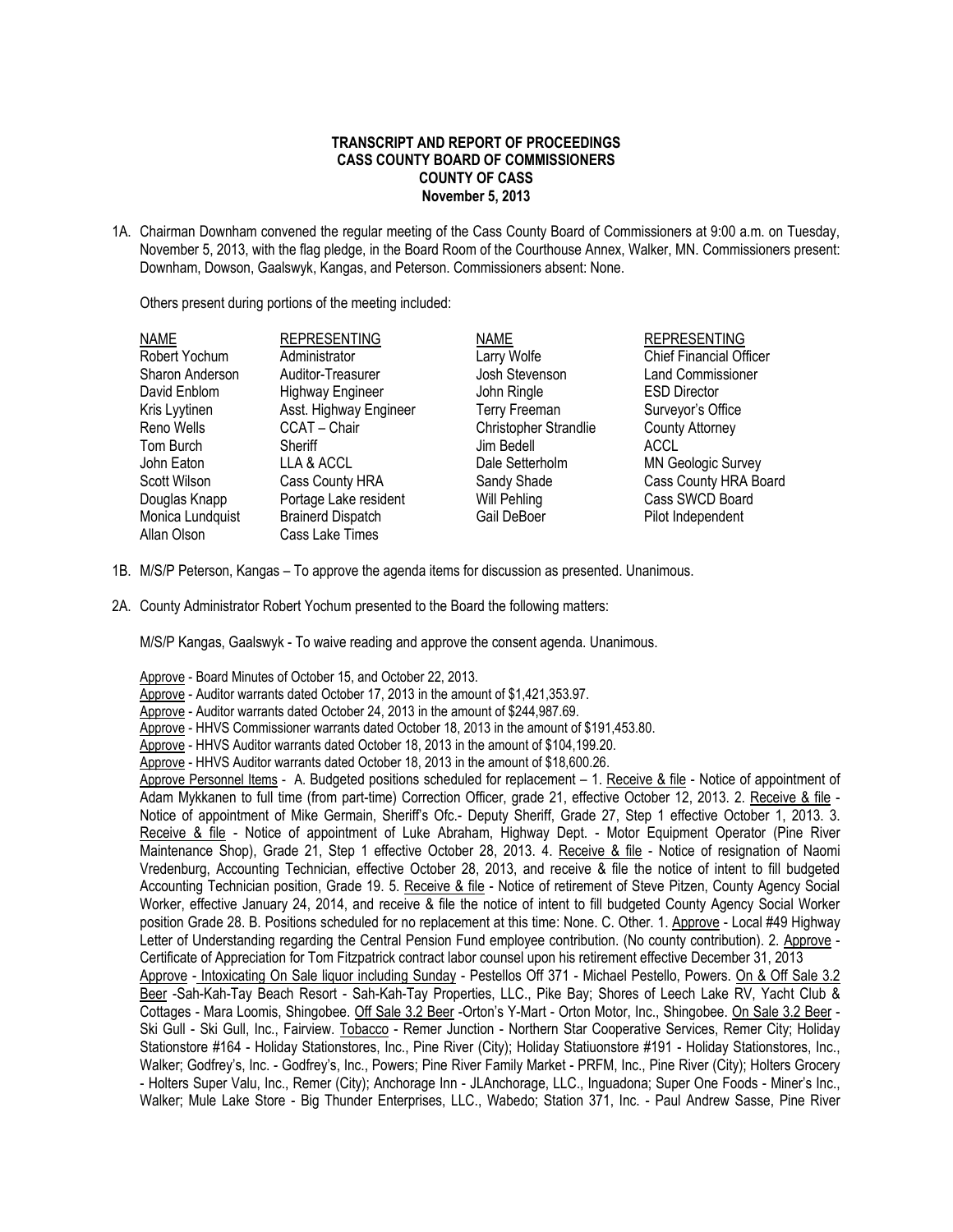**TRANSCRIPT AND REPORT OF PROCEEDINGS**
**CASS COUNTY BOARD OF COMMISSIONERS**
**COUNTY OF CASS**
**November 5, 2013**

1A. Chairman Downham convened the regular meeting of the Cass County Board of Commissioners at 9:00 a.m. on Tuesday, November 5, 2013, with the flag pledge, in the Board Room of the Courthouse Annex, Walker, MN. Commissioners present: Downham, Dowson, Gaalswyk, Kangas, and Peterson. Commissioners absent: None.

Others present during portions of the meeting included:

| NAME | REPRESENTING | NAME | REPRESENTING |
|---|---|---|---|
| Robert Yochum | Administrator | Larry Wolfe | Chief Financial Officer |
| Sharon Anderson | Auditor-Treasurer | Josh Stevenson | Land Commissioner |
| David Enblom | Highway Engineer | John Ringle | ESD Director |
| Kris Lyytinen | Asst. Highway Engineer | Terry Freeman | Surveyor's Office |
| Reno Wells | CCAT – Chair | Christopher Strandlie | County Attorney |
| Tom Burch | Sheriff | Jim Bedell | ACCL |
| John Eaton | LLA & ACCL | Dale Setterholm | MN Geologic Survey |
| Scott Wilson | Cass County HRA | Sandy Shade | Cass County HRA Board |
| Douglas Knapp | Portage Lake resident | Will Pehling | Cass SWCD Board |
| Monica Lundquist | Brainerd Dispatch | Gail DeBoer | Pilot Independent |
| Allan Olson | Cass Lake Times | | |

1B. M/S/P Peterson, Kangas – To approve the agenda items for discussion as presented. Unanimous.

2A. County Administrator Robert Yochum presented to the Board the following matters:

M/S/P Kangas, Gaalswyk - To waive reading and approve the consent agenda. Unanimous.

Approve - Board Minutes of October 15, and October 22, 2013.
Approve - Auditor warrants dated October 17, 2013 in the amount of $1,421,353.97.
Approve - Auditor warrants dated October 24, 2013 in the amount of $244,987.69.
Approve - HHVS Commissioner warrants dated October 18, 2013 in the amount of $191,453.80.
Approve - HHVS Auditor warrants dated October 18, 2013 in the amount of $104,199.20.
Approve - HHVS Auditor warrants dated October 18, 2013 in the amount of $18,600.26.
Approve Personnel Items - A. Budgeted positions scheduled for replacement – 1. Receive & file - Notice of appointment of Adam Mykkanen to full time (from part-time) Correction Officer, grade 21, effective October 12, 2013. 2. Receive & file - Notice of appointment of Mike Germain, Sheriff's Ofc.- Deputy Sheriff, Grade 27, Step 1 effective October 1, 2013. 3. Receive & file - Notice of appointment of Luke Abraham, Highway Dept. - Motor Equipment Operator (Pine River Maintenance Shop), Grade 21, Step 1 effective October 28, 2013. 4. Receive & file - Notice of resignation of Naomi Vredenburg, Accounting Technician, effective October 28, 2013, and receive & file the notice of intent to fill budgeted Accounting Technician position, Grade 19. 5. Receive & file - Notice of retirement of Steve Pitzen, County Agency Social Worker, effective January 24, 2014, and receive & file the notice of intent to fill budgeted County Agency Social Worker position Grade 28. B. Positions scheduled for no replacement at this time: None. C. Other. 1. Approve - Local #49 Highway Letter of Understanding regarding the Central Pension Fund employee contribution. (No county contribution). 2. Approve - Certificate of Appreciation for Tom Fitzpatrick contract labor counsel upon his retirement effective December 31, 2013
Approve - Intoxicating On Sale liquor including Sunday - Pestellos Off 371 - Michael Pestello, Powers. On & Off Sale 3.2 Beer -Sah-Kah-Tay Beach Resort - Sah-Kah-Tay Properties, LLC., Pike Bay; Shores of Leech Lake RV, Yacht Club & Cottages - Mara Loomis, Shingobee. Off Sale 3.2 Beer -Orton's Y-Mart - Orton Motor, Inc., Shingobee. On Sale 3.2 Beer - Ski Gull - Ski Gull, Inc., Fairview. Tobacco - Remer Junction - Northern Star Cooperative Services, Remer City; Holiday Stationstore #164 - Holiday Stationstores, Inc., Pine River (City); Holiday Statiuonstore #191 - Holiday Stationstores, Inc., Walker; Godfrey's, Inc. - Godfrey's, Inc., Powers; Pine River Family Market - PRFM, Inc., Pine River (City); Holters Grocery - Holters Super Valu, Inc., Remer (City); Anchorage Inn - JLAnchorage, LLC., Inguadona; Super One Foods - Miner's Inc., Walker; Mule Lake Store - Big Thunder Enterprises, LLC., Wabedo; Station 371, Inc. - Paul Andrew Sasse, Pine River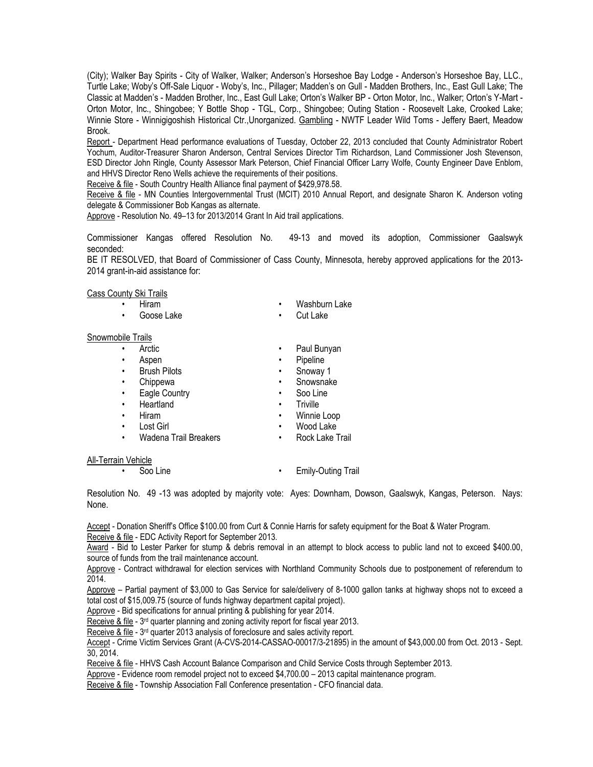(City); Walker Bay Spirits - City of Walker, Walker; Anderson's Horseshoe Bay Lodge - Anderson's Horseshoe Bay, LLC., Turtle Lake; Woby's Off-Sale Liquor - Woby's, Inc., Pillager; Madden's on Gull - Madden Brothers, Inc., East Gull Lake; The Classic at Madden's - Madden Brother, Inc., East Gull Lake; Orton's Walker BP - Orton Motor, Inc., Walker; Orton's Y-Mart - Orton Motor, Inc., Shingobee; Y Bottle Shop - TGL, Corp., Shingobee; Outing Station - Roosevelt Lake, Crooked Lake; Winnie Store - Winnigigoshish Historical Ctr.,Unorganized. Gambling - NWTF Leader Wild Toms - Jeffery Baert, Meadow Brook.

Report - Department Head performance evaluations of Tuesday, October 22, 2013 concluded that County Administrator Robert Yochum, Auditor-Treasurer Sharon Anderson, Central Services Director Tim Richardson, Land Commissioner Josh Stevenson, ESD Director John Ringle, County Assessor Mark Peterson, Chief Financial Officer Larry Wolfe, County Engineer Dave Enblom, and HHVS Director Reno Wells achieve the requirements of their positions.

Receive & file - South Country Health Alliance final payment of $429,978.58.

Receive & file - MN Counties Intergovernmental Trust (MCIT) 2010 Annual Report, and designate Sharon K. Anderson voting delegate & Commissioner Bob Kangas as alternate.

Approve - Resolution No. 49–13 for 2013/2014 Grant In Aid trail applications.

Commissioner Kangas offered Resolution No. 49-13 and moved its adoption, Commissioner Gaalswyk seconded:

BE IT RESOLVED, that Board of Commissioner of Cass County, Minnesota, hereby approved applications for the 2013-2014 grant-in-aid assistance for:

Cass County Ski Trails

- Hiram
- Goose Lake
- Washburn Lake
- Cut Lake

Snowmobile Trails

- Arctic
- Aspen
- Brush Pilots
- Chippewa
- Eagle Country
- Heartland
- Hiram
- Lost Girl
- Wadena Trail Breakers
- Paul Bunyan
- Pipeline
- Snoway 1
- Snowsnake
- Soo Line
- Triville
- Winnie Loop
- Wood Lake
- Rock Lake Trail

All-Terrain Vehicle

- Soo Line
- Emily-Outing Trail

Resolution No. 49 -13 was adopted by majority vote: Ayes: Downham, Dowson, Gaalswyk, Kangas, Peterson. Nays: None.

Accept - Donation Sheriff's Office $100.00 from Curt & Connie Harris for safety equipment for the Boat & Water Program.

Receive & file - EDC Activity Report for September 2013.

Award - Bid to Lester Parker for stump & debris removal in an attempt to block access to public land not to exceed $400.00, source of funds from the trail maintenance account.

Approve - Contract withdrawal for election services with Northland Community Schools due to postponement of referendum to 2014.

Approve – Partial payment of $3,000 to Gas Service for sale/delivery of 8-1000 gallon tanks at highway shops not to exceed a total cost of $15,009.75 (source of funds highway department capital project).

Approve - Bid specifications for annual printing & publishing for year 2014.

Receive & file - 3rd quarter planning and zoning activity report for fiscal year 2013.

Receive & file - 3rd quarter 2013 analysis of foreclosure and sales activity report.

Accept - Crime Victim Services Grant (A-CVS-2014-CASSAO-00017/3-21895) in the amount of $43,000.00 from Oct. 2013 - Sept. 30, 2014.

Receive & file - HHVS Cash Account Balance Comparison and Child Service Costs through September 2013.

Approve - Evidence room remodel project not to exceed $4,700.00 – 2013 capital maintenance program.

Receive & file - Township Association Fall Conference presentation - CFO financial data.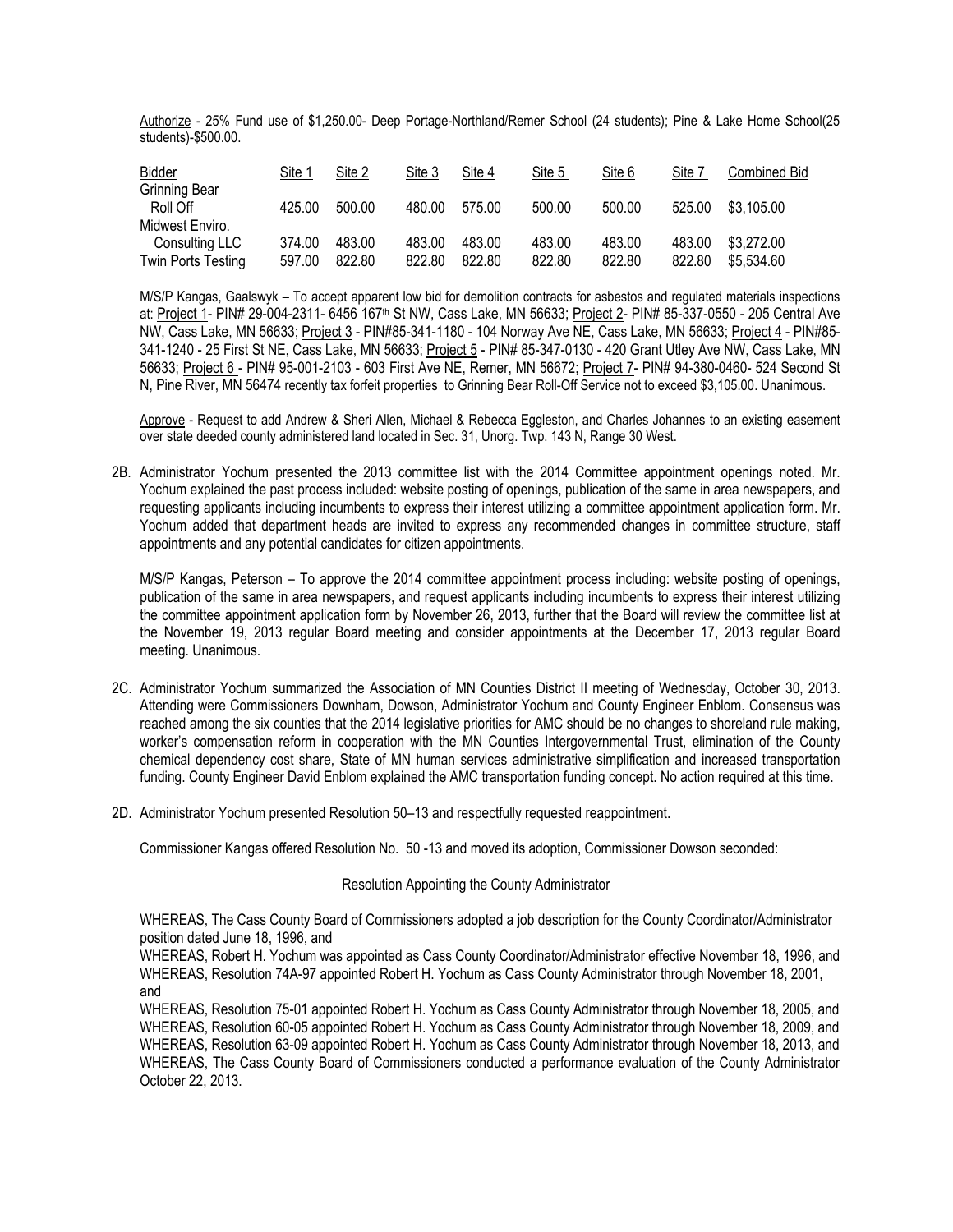Authorize - 25% Fund use of $1,250.00- Deep Portage-Northland/Remer School (24 students); Pine & Lake Home School(25 students)-$500.00.

| Bidder | Site 1 | Site 2 | Site 3 | Site 4 | Site 5 | Site 6 | Site 7 | Combined Bid |
|---|---|---|---|---|---|---|---|---|
| Grinning Bear Roll Off | 425.00 | 500.00 | 480.00 | 575.00 | 500.00 | 500.00 | 525.00 | $3,105.00 |
| Midwest Enviro. Consulting LLC | 374.00 | 483.00 | 483.00 | 483.00 | 483.00 | 483.00 | 483.00 | $3,272.00 |
| Twin Ports Testing | 597.00 | 822.80 | 822.80 | 822.80 | 822.80 | 822.80 | 822.80 | $5,534.60 |

M/S/P Kangas, Gaalswyk – To accept apparent low bid for demolition contracts for asbestos and regulated materials inspections at: Project 1- PIN# 29-004-2311- 6456 167th St NW, Cass Lake, MN 56633; Project 2- PIN# 85-337-0550 - 205 Central Ave NW, Cass Lake, MN 56633; Project 3 - PIN#85-341-1180 - 104 Norway Ave NE, Cass Lake, MN 56633; Project 4 - PIN#85-341-1240 - 25 First St NE, Cass Lake, MN 56633; Project 5 - PIN# 85-347-0130 - 420 Grant Utley Ave NW, Cass Lake, MN 56633; Project 6 - PIN# 95-001-2103 - 603 First Ave NE, Remer, MN 56672; Project 7- PIN# 94-380-0460- 524 Second St N, Pine River, MN 56474 recently tax forfeit properties to Grinning Bear Roll-Off Service not to exceed $3,105.00. Unanimous.

Approve - Request to add Andrew & Sheri Allen, Michael & Rebecca Eggleston, and Charles Johannes to an existing easement over state deeded county administered land located in Sec. 31, Unorg. Twp. 143 N, Range 30 West.

2B. Administrator Yochum presented the 2013 committee list with the 2014 Committee appointment openings noted. Mr. Yochum explained the past process included: website posting of openings, publication of the same in area newspapers, and requesting applicants including incumbents to express their interest utilizing a committee appointment application form. Mr. Yochum added that department heads are invited to express any recommended changes in committee structure, staff appointments and any potential candidates for citizen appointments.

M/S/P Kangas, Peterson – To approve the 2014 committee appointment process including: website posting of openings, publication of the same in area newspapers, and request applicants including incumbents to express their interest utilizing the committee appointment application form by November 26, 2013, further that the Board will review the committee list at the November 19, 2013 regular Board meeting and consider appointments at the December 17, 2013 regular Board meeting. Unanimous.

2C. Administrator Yochum summarized the Association of MN Counties District II meeting of Wednesday, October 30, 2013. Attending were Commissioners Downham, Dowson, Administrator Yochum and County Engineer Enblom. Consensus was reached among the six counties that the 2014 legislative priorities for AMC should be no changes to shoreland rule making, worker's compensation reform in cooperation with the MN Counties Intergovernmental Trust, elimination of the County chemical dependency cost share, State of MN human services administrative simplification and increased transportation funding. County Engineer David Enblom explained the AMC transportation funding concept. No action required at this time.

2D. Administrator Yochum presented Resolution 50–13 and respectfully requested reappointment.

Commissioner Kangas offered Resolution No. 50 -13 and moved its adoption, Commissioner Dowson seconded:

Resolution Appointing the County Administrator

WHEREAS, The Cass County Board of Commissioners adopted a job description for the County Coordinator/Administrator position dated June 18, 1996, and
WHEREAS, Robert H. Yochum was appointed as Cass County Coordinator/Administrator effective November 18, 1996, and
WHEREAS, Resolution 74A-97 appointed Robert H. Yochum as Cass County Administrator through November 18, 2001, and
WHEREAS, Resolution 75-01 appointed Robert H. Yochum as Cass County Administrator through November 18, 2005, and
WHEREAS, Resolution 60-05 appointed Robert H. Yochum as Cass County Administrator through November 18, 2009, and
WHEREAS, Resolution 63-09 appointed Robert H. Yochum as Cass County Administrator through November 18, 2013, and
WHEREAS, The Cass County Board of Commissioners conducted a performance evaluation of the County Administrator October 22, 2013.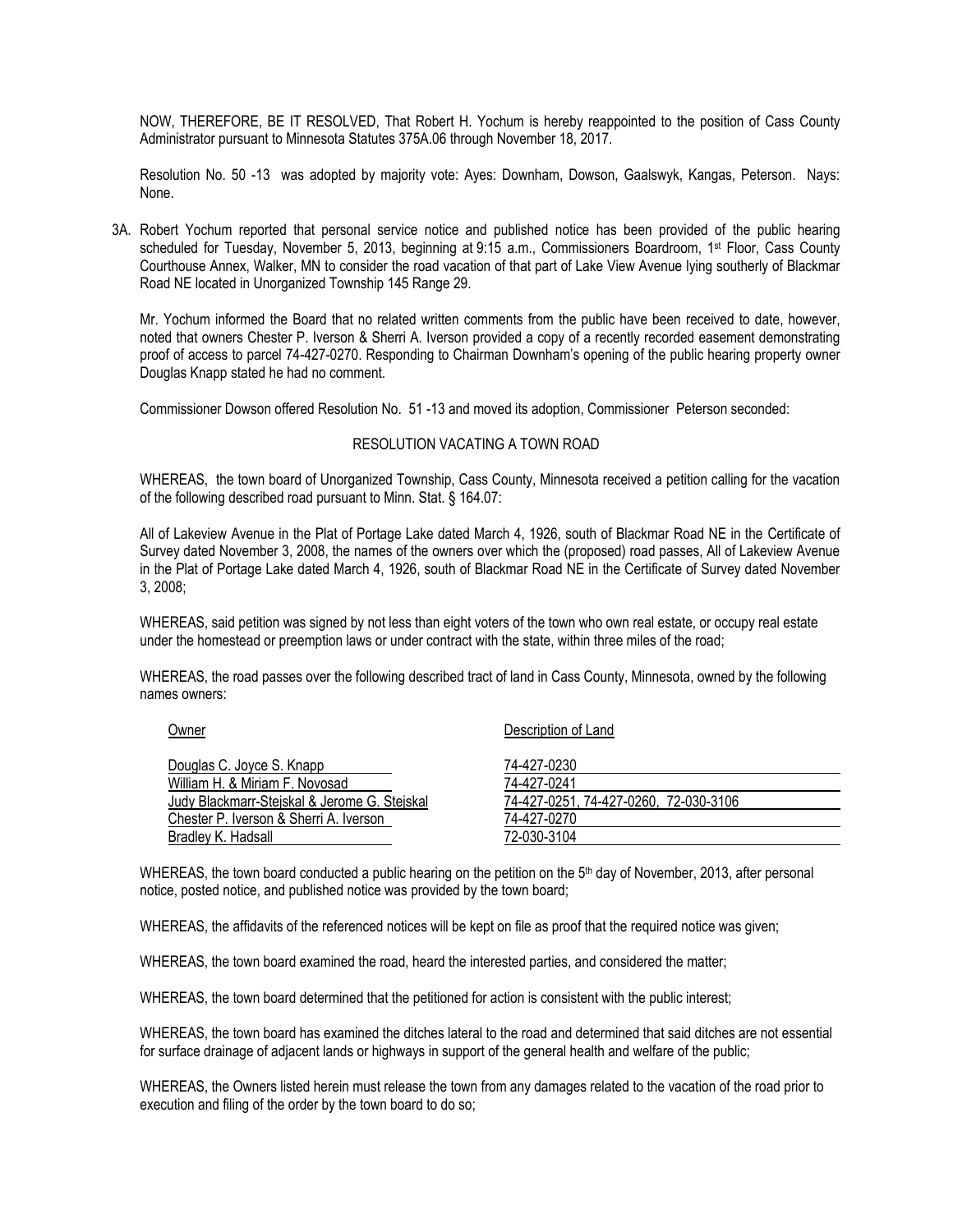NOW, THEREFORE, BE IT RESOLVED, That Robert H. Yochum is hereby reappointed to the position of Cass County Administrator pursuant to Minnesota Statutes 375A.06 through November 18, 2017.

Resolution No. 50 -13 was adopted by majority vote: Ayes: Downham, Dowson, Gaalswyk, Kangas, Peterson. Nays: None.

3A. Robert Yochum reported that personal service notice and published notice has been provided of the public hearing scheduled for Tuesday, November 5, 2013, beginning at 9:15 a.m., Commissioners Boardroom, 1st Floor, Cass County Courthouse Annex, Walker, MN to consider the road vacation of that part of Lake View Avenue lying southerly of Blackmar Road NE located in Unorganized Township 145 Range 29.

Mr. Yochum informed the Board that no related written comments from the public have been received to date, however, noted that owners Chester P. Iverson & Sherri A. Iverson provided a copy of a recently recorded easement demonstrating proof of access to parcel 74-427-0270. Responding to Chairman Downham's opening of the public hearing property owner Douglas Knapp stated he had no comment.

Commissioner Dowson offered Resolution No. 51 -13 and moved its adoption, Commissioner Peterson seconded:

RESOLUTION VACATING A TOWN ROAD

WHEREAS, the town board of Unorganized Township, Cass County, Minnesota received a petition calling for the vacation of the following described road pursuant to Minn. Stat. § 164.07:

All of Lakeview Avenue in the Plat of Portage Lake dated March 4, 1926, south of Blackmar Road NE in the Certificate of Survey dated November 3, 2008, the names of the owners over which the (proposed) road passes, All of Lakeview Avenue in the Plat of Portage Lake dated March 4, 1926, south of Blackmar Road NE in the Certificate of Survey dated November 3, 2008;

WHEREAS, said petition was signed by not less than eight voters of the town who own real estate, or occupy real estate under the homestead or preemption laws or under contract with the state, within three miles of the road;

WHEREAS, the road passes over the following described tract of land in Cass County, Minnesota, owned by the following names owners:

| Owner | Description of Land |
|---|---|
| Douglas C. Joyce S. Knapp | 74-427-0230 |
| William H. & Miriam F. Novosad | 74-427-0241 |
| Judy Blackmarr-Stejskal & Jerome G. Stejskal | 74-427-0251, 74-427-0260, 72-030-3106 |
| Chester P. Iverson & Sherri A. Iverson | 74-427-0270 |
| Bradley K. Hadsall | 72-030-3104 |

WHEREAS, the town board conducted a public hearing on the petition on the 5th day of November, 2013, after personal notice, posted notice, and published notice was provided by the town board;

WHEREAS, the affidavits of the referenced notices will be kept on file as proof that the required notice was given;

WHEREAS, the town board examined the road, heard the interested parties, and considered the matter;

WHEREAS, the town board determined that the petitioned for action is consistent with the public interest;

WHEREAS, the town board has examined the ditches lateral to the road and determined that said ditches are not essential for surface drainage of adjacent lands or highways in support of the general health and welfare of the public;

WHEREAS, the Owners listed herein must release the town from any damages related to the vacation of the road prior to execution and filing of the order by the town board to do so;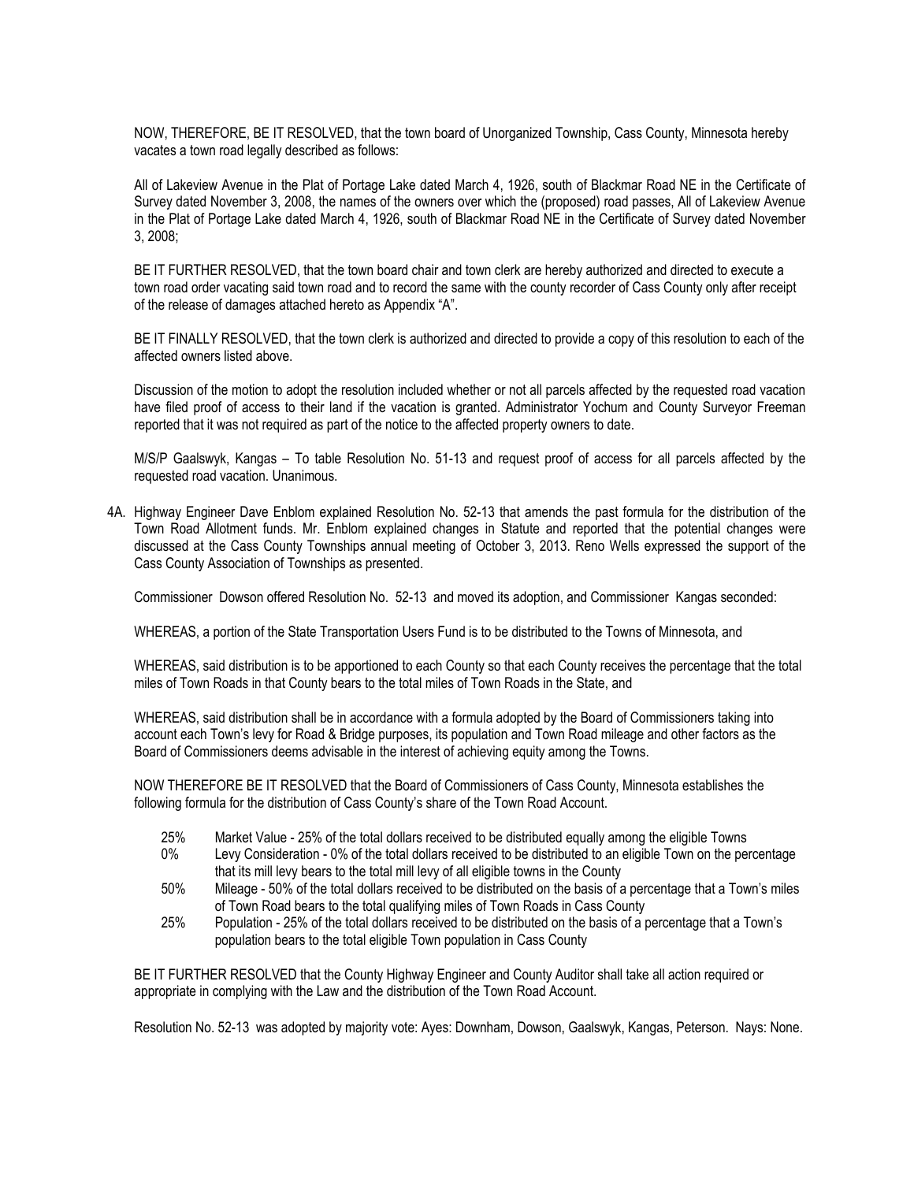NOW, THEREFORE, BE IT RESOLVED, that the town board of Unorganized Township, Cass County, Minnesota hereby vacates a town road legally described as follows:

All of Lakeview Avenue in the Plat of Portage Lake dated March 4, 1926, south of Blackmar Road NE in the Certificate of Survey dated November 3, 2008, the names of the owners over which the (proposed) road passes, All of Lakeview Avenue in the Plat of Portage Lake dated March 4, 1926, south of Blackmar Road NE in the Certificate of Survey dated November 3, 2008;

BE IT FURTHER RESOLVED, that the town board chair and town clerk are hereby authorized and directed to execute a town road order vacating said town road and to record the same with the county recorder of Cass County only after receipt of the release of damages attached hereto as Appendix "A".

BE IT FINALLY RESOLVED, that the town clerk is authorized and directed to provide a copy of this resolution to each of the affected owners listed above.

Discussion of the motion to adopt the resolution included whether or not all parcels affected by the requested road vacation have filed proof of access to their land if the vacation is granted. Administrator Yochum and County Surveyor Freeman reported that it was not required as part of the notice to the affected property owners to date.

M/S/P Gaalswyk, Kangas – To table Resolution No. 51-13 and request proof of access for all parcels affected by the requested road vacation. Unanimous.

4A. Highway Engineer Dave Enblom explained Resolution No. 52-13 that amends the past formula for the distribution of the Town Road Allotment funds. Mr. Enblom explained changes in Statute and reported that the potential changes were discussed at the Cass County Townships annual meeting of October 3, 2013. Reno Wells expressed the support of the Cass County Association of Townships as presented.

Commissioner Dowson offered Resolution No. 52-13 and moved its adoption, and Commissioner Kangas seconded:

WHEREAS, a portion of the State Transportation Users Fund is to be distributed to the Towns of Minnesota, and

WHEREAS, said distribution is to be apportioned to each County so that each County receives the percentage that the total miles of Town Roads in that County bears to the total miles of Town Roads in the State, and

WHEREAS, said distribution shall be in accordance with a formula adopted by the Board of Commissioners taking into account each Town's levy for Road & Bridge purposes, its population and Town Road mileage and other factors as the Board of Commissioners deems advisable in the interest of achieving equity among the Towns.

NOW THEREFORE BE IT RESOLVED that the Board of Commissioners of Cass County, Minnesota establishes the following formula for the distribution of Cass County's share of the Town Road Account.

- 25% Market Value - 25% of the total dollars received to be distributed equally among the eligible Towns
- 0% Levy Consideration - 0% of the total dollars received to be distributed to an eligible Town on the percentage that its mill levy bears to the total mill levy of all eligible towns in the County
- 50% Mileage - 50% of the total dollars received to be distributed on the basis of a percentage that a Town's miles of Town Road bears to the total qualifying miles of Town Roads in Cass County
- 25% Population - 25% of the total dollars received to be distributed on the basis of a percentage that a Town's population bears to the total eligible Town population in Cass County

BE IT FURTHER RESOLVED that the County Highway Engineer and County Auditor shall take all action required or appropriate in complying with the Law and the distribution of the Town Road Account.

Resolution No. 52-13 was adopted by majority vote: Ayes: Downham, Dowson, Gaalswyk, Kangas, Peterson. Nays: None.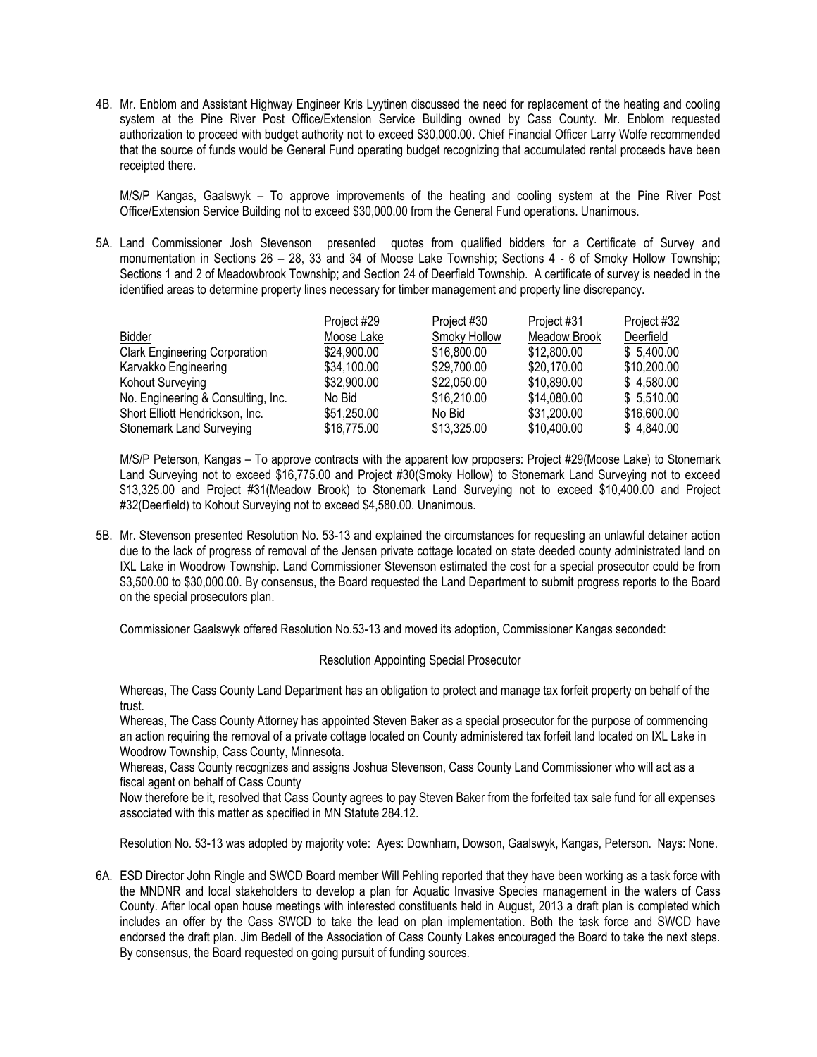4B. Mr. Enblom and Assistant Highway Engineer Kris Lyytinen discussed the need for replacement of the heating and cooling system at the Pine River Post Office/Extension Service Building owned by Cass County. Mr. Enblom requested authorization to proceed with budget authority not to exceed $30,000.00. Chief Financial Officer Larry Wolfe recommended that the source of funds would be General Fund operating budget recognizing that accumulated rental proceeds have been receipted there.

M/S/P Kangas, Gaalswyk – To approve improvements of the heating and cooling system at the Pine River Post Office/Extension Service Building not to exceed $30,000.00 from the General Fund operations. Unanimous.

5A. Land Commissioner Josh Stevenson presented quotes from qualified bidders for a Certificate of Survey and monumentation in Sections 26 – 28, 33 and 34 of Moose Lake Township; Sections 4 - 6 of Smoky Hollow Township; Sections 1 and 2 of Meadowbrook Township; and Section 24 of Deerfield Township. A certificate of survey is needed in the identified areas to determine property lines necessary for timber management and property line discrepancy.

| | Project #29 | Project #30 | Project #31 | Project #32 |
|---|---|---|---|---|
| Bidder | Moose Lake | Smoky Hollow | Meadow Brook | Deerfield |
| Clark Engineering Corporation | $24,900.00 | $16,800.00 | $12,800.00 | $ 5,400.00 |
| Karvakko Engineering | $34,100.00 | $29,700.00 | $20,170.00 | $10,200.00 |
| Kohout Surveying | $32,900.00 | $22,050.00 | $10,890.00 | $ 4,580.00 |
| No. Engineering & Consulting, Inc. | No Bid | $16,210.00 | $14,080.00 | $ 5,510.00 |
| Short Elliott Hendrickson, Inc. | $51,250.00 | No Bid | $31,200.00 | $16,600.00 |
| Stonemark Land Surveying | $16,775.00 | $13,325.00 | $10,400.00 | $ 4,840.00 |

M/S/P Peterson, Kangas – To approve contracts with the apparent low proposers: Project #29(Moose Lake) to Stonemark Land Surveying not to exceed $16,775.00 and Project #30(Smoky Hollow) to Stonemark Land Surveying not to exceed $13,325.00 and Project #31(Meadow Brook) to Stonemark Land Surveying not to exceed $10,400.00 and Project #32(Deerfield) to Kohout Surveying not to exceed $4,580.00. Unanimous.

5B. Mr. Stevenson presented Resolution No. 53-13 and explained the circumstances for requesting an unlawful detainer action due to the lack of progress of removal of the Jensen private cottage located on state deeded county administrated land on IXL Lake in Woodrow Township. Land Commissioner Stevenson estimated the cost for a special prosecutor could be from $3,500.00 to $30,000.00. By consensus, the Board requested the Land Department to submit progress reports to the Board on the special prosecutors plan.

Commissioner Gaalswyk offered Resolution No.53-13 and moved its adoption, Commissioner Kangas seconded:

Resolution Appointing Special Prosecutor

Whereas, The Cass County Land Department has an obligation to protect and manage tax forfeit property on behalf of the trust.

Whereas, The Cass County Attorney has appointed Steven Baker as a special prosecutor for the purpose of commencing an action requiring the removal of a private cottage located on County administered tax forfeit land located on IXL Lake in Woodrow Township, Cass County, Minnesota.

Whereas, Cass County recognizes and assigns Joshua Stevenson, Cass County Land Commissioner who will act as a fiscal agent on behalf of Cass County

Now therefore be it, resolved that Cass County agrees to pay Steven Baker from the forfeited tax sale fund for all expenses associated with this matter as specified in MN Statute 284.12.

Resolution No. 53-13 was adopted by majority vote: Ayes: Downham, Dowson, Gaalswyk, Kangas, Peterson. Nays: None.

6A. ESD Director John Ringle and SWCD Board member Will Pehling reported that they have been working as a task force with the MNDNR and local stakeholders to develop a plan for Aquatic Invasive Species management in the waters of Cass County. After local open house meetings with interested constituents held in August, 2013 a draft plan is completed which includes an offer by the Cass SWCD to take the lead on plan implementation. Both the task force and SWCD have endorsed the draft plan. Jim Bedell of the Association of Cass County Lakes encouraged the Board to take the next steps. By consensus, the Board requested on going pursuit of funding sources.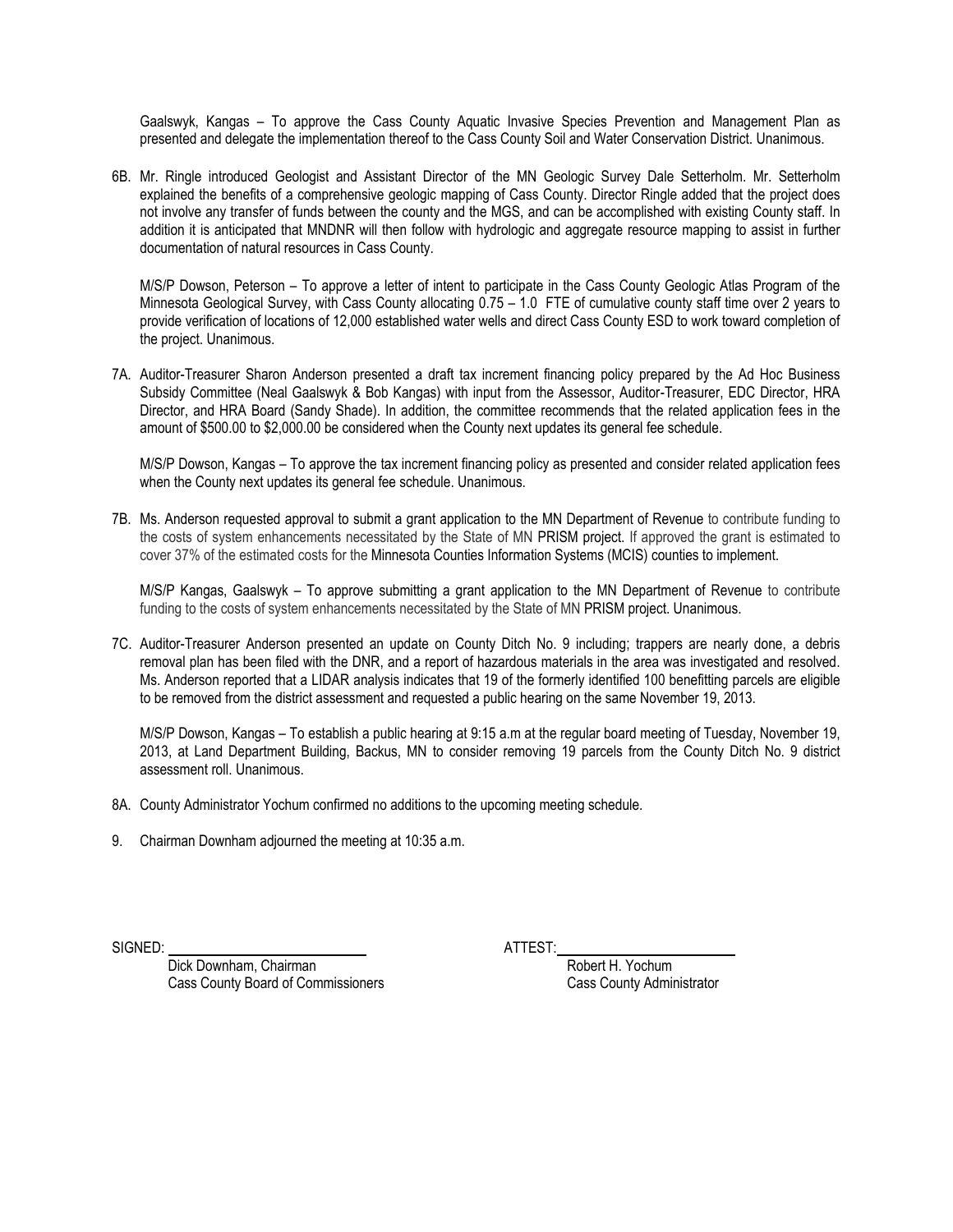Gaalswyk, Kangas – To approve the Cass County Aquatic Invasive Species Prevention and Management Plan as presented and delegate the implementation thereof to the Cass County Soil and Water Conservation District. Unanimous.

6B. Mr. Ringle introduced Geologist and Assistant Director of the MN Geologic Survey Dale Setterholm. Mr. Setterholm explained the benefits of a comprehensive geologic mapping of Cass County. Director Ringle added that the project does not involve any transfer of funds between the county and the MGS, and can be accomplished with existing County staff. In addition it is anticipated that MNDNR will then follow with hydrologic and aggregate resource mapping to assist in further documentation of natural resources in Cass County.

M/S/P Dowson, Peterson – To approve a letter of intent to participate in the Cass County Geologic Atlas Program of the Minnesota Geological Survey, with Cass County allocating 0.75 – 1.0 FTE of cumulative county staff time over 2 years to provide verification of locations of 12,000 established water wells and direct Cass County ESD to work toward completion of the project. Unanimous.

7A. Auditor-Treasurer Sharon Anderson presented a draft tax increment financing policy prepared by the Ad Hoc Business Subsidy Committee (Neal Gaalswyk & Bob Kangas) with input from the Assessor, Auditor-Treasurer, EDC Director, HRA Director, and HRA Board (Sandy Shade). In addition, the committee recommends that the related application fees in the amount of $500.00 to $2,000.00 be considered when the County next updates its general fee schedule.

M/S/P Dowson, Kangas – To approve the tax increment financing policy as presented and consider related application fees when the County next updates its general fee schedule. Unanimous.

7B. Ms. Anderson requested approval to submit a grant application to the MN Department of Revenue to contribute funding to the costs of system enhancements necessitated by the State of MN PRISM project. If approved the grant is estimated to cover 37% of the estimated costs for the Minnesota Counties Information Systems (MCIS) counties to implement.

M/S/P Kangas, Gaalswyk – To approve submitting a grant application to the MN Department of Revenue to contribute funding to the costs of system enhancements necessitated by the State of MN PRISM project. Unanimous.

7C. Auditor-Treasurer Anderson presented an update on County Ditch No. 9 including; trappers are nearly done, a debris removal plan has been filed with the DNR, and a report of hazardous materials in the area was investigated and resolved. Ms. Anderson reported that a LIDAR analysis indicates that 19 of the formerly identified 100 benefitting parcels are eligible to be removed from the district assessment and requested a public hearing on the same November 19, 2013.

M/S/P Dowson, Kangas – To establish a public hearing at 9:15 a.m at the regular board meeting of Tuesday, November 19, 2013, at Land Department Building, Backus, MN to consider removing 19 parcels from the County Ditch No. 9 district assessment roll. Unanimous.

8A. County Administrator Yochum confirmed no additions to the upcoming meeting schedule.

9. Chairman Downham adjourned the meeting at 10:35 a.m.

SIGNED: ___________________________

Dick Downham, Chairman
Cass County Board of Commissioners

ATTEST: ___________________________

Robert H. Yochum
Cass County Administrator